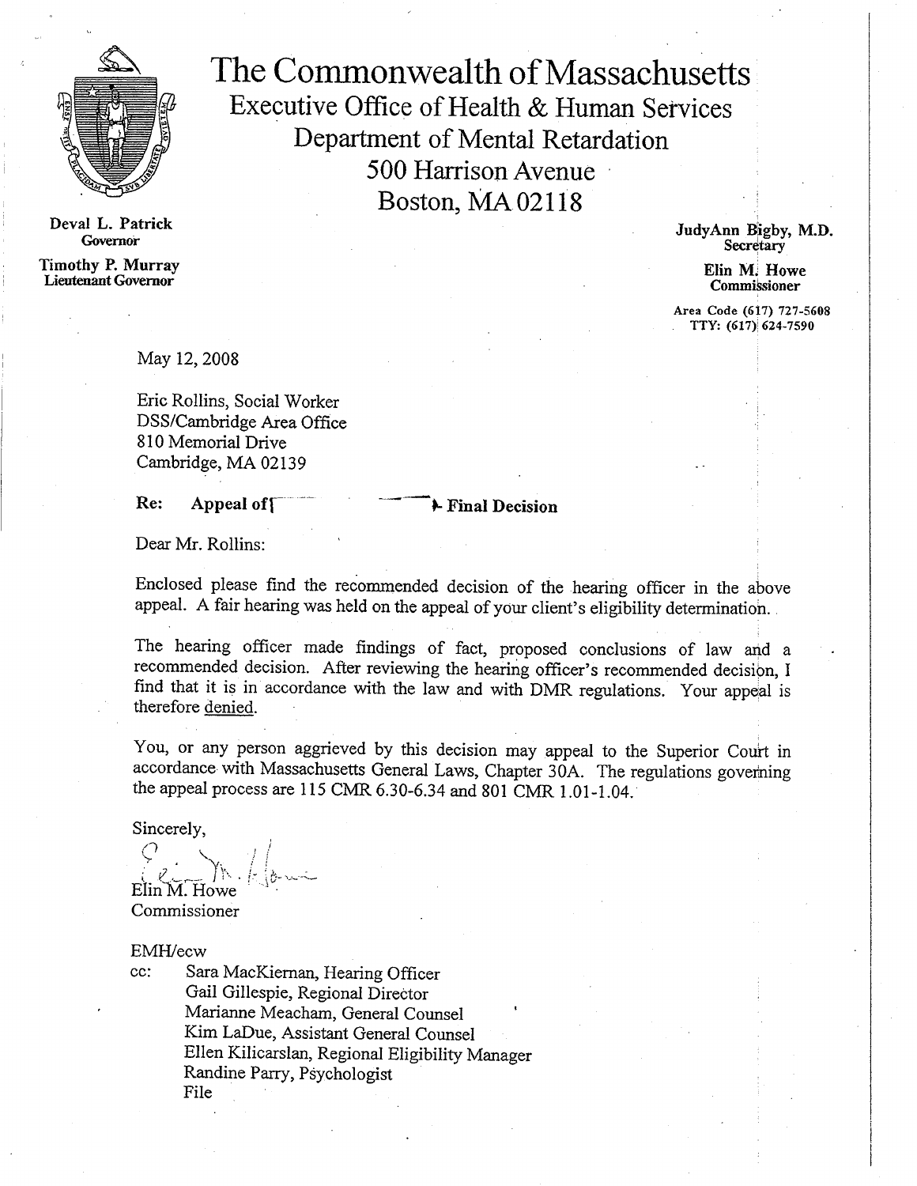# The Commonwealth of Massachusetts

## Executive Office of Health & Human Services
## Department of Mental Retardation
## 500 Harrison Avenue
## Boston, MA 02118

**Deval L. Patrick**
**Governor**

**Timothy P. Murray**
**Lieutenant Governor**

**JudyAnn Bigby, M.D.**
**Secretary**

**Elin M. Howe**
**Commissioner**

**Area Code (617) 727-5608**
**TTY: (617) 624-7590**

May 12, 2008

Eric Rollins, Social Worker
DSS/Cambridge Area Office
810 Memorial Drive
Cambridge, MA 02139

**Re: Appeal of [ ] - Final Decision**

Dear Mr. Rollins:

Enclosed please find the recommended decision of the hearing officer in the above appeal. A fair hearing was held on the appeal of your client's eligibility determination.

The hearing officer made findings of fact, proposed conclusions of law and a recommended decision. After reviewing the hearing officer's recommended decision, I find that it is in accordance with the law and with DMR regulations. Your appeal is therefore denied.

You, or any person aggrieved by this decision may appeal to the Superior Court in accordance with Massachusetts General Laws, Chapter 30A. The regulations governing the appeal process are 115 CMR 6.30-6.34 and 801 CMR 1.01-1.04.

Sincerely,

Elin M. Howe
Commissioner

EMH/ecw

cc: Sara MacKiernan, Hearing Officer
Gail Gillespie, Regional Director
Marianne Meacham, General Counsel
Kim LaDue, Assistant General Counsel
Ellen Kilicarslan, Regional Eligibility Manager
Randine Parry, Psychologist
File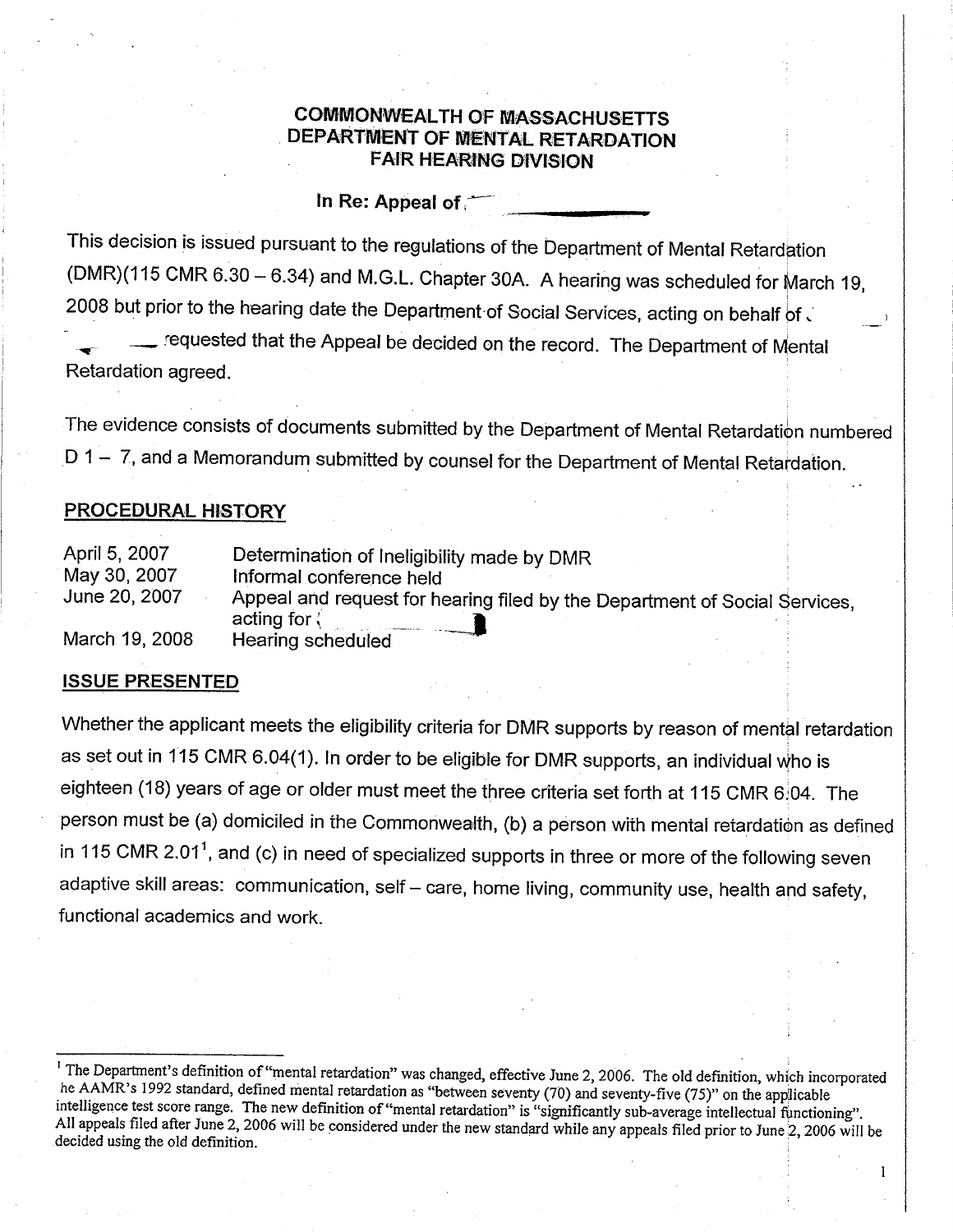**COMMONWEALTH OF MASSACHUSETTS**
**DEPARTMENT OF MENTAL RETARDATION**
**FAIR HEARING DIVISION**

**In Re: Appeal of**

This decision is issued pursuant to the regulations of the Department of Mental Retardation (DMR)(115 CMR 6.30 – 6.34) and M.G.L. Chapter 30A. A hearing was scheduled for March 19, 2008 but prior to the hearing date the Department of Social Services, acting on behalf of requested that the Appeal be decided on the record. The Department of Mental Retardation agreed.

The evidence consists of documents submitted by the Department of Mental Retardation numbered D 1 – 7, and a Memorandum submitted by counsel for the Department of Mental Retardation.

## PROCEDURAL HISTORY

| | |
|---|---|
| April 5, 2007 | Determination of Ineligibility made by DMR |
| May 30, 2007 | Informal conference held |
| June 20, 2007 | Appeal and request for hearing filed by the Department of Social Services, acting for |
| March 19, 2008 | Hearing scheduled |

## ISSUE PRESENTED

Whether the applicant meets the eligibility criteria for DMR supports by reason of mental retardation as set out in 115 CMR 6.04(1). In order to be eligible for DMR supports, an individual who is eighteen (18) years of age or older must meet the three criteria set forth at 115 CMR 6.04. The person must be (a) domiciled in the Commonwealth, (b) a person with mental retardation as defined in 115 CMR 2.01[1], and (c) in need of specialized supports in three or more of the following seven adaptive skill areas: communication, self – care, home living, community use, health and safety, functional academics and work.

---

[1] The Department's definition of "mental retardation" was changed, effective June 2, 2006. The old definition, which incorporated he AAMR's 1992 standard, defined mental retardation as "between seventy (70) and seventy-five (75)" on the applicable intelligence test score range. The new definition of "mental retardation" is "significantly sub-average intellectual functioning". All appeals filed after June 2, 2006 will be considered under the new standard while any appeals filed prior to June 2, 2006 will be decided using the old definition.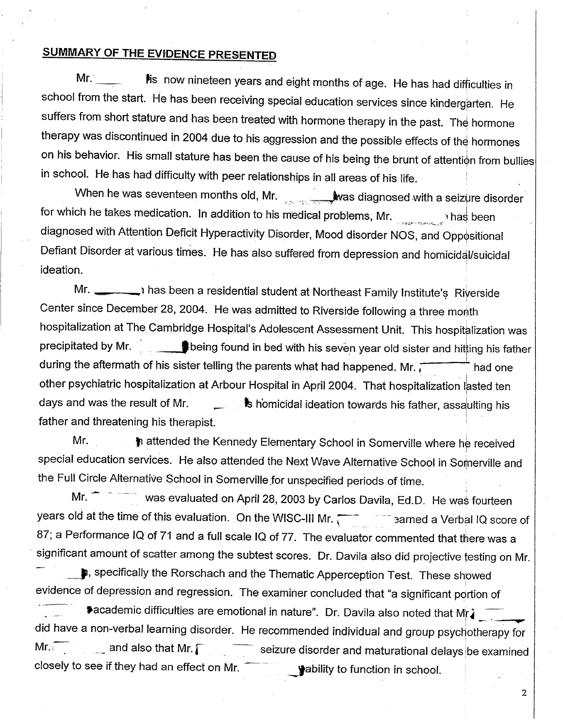## SUMMARY OF THE EVIDENCE PRESENTED

Mr. ____ is now nineteen years and eight months of age. He has had difficulties in school from the start. He has been receiving special education services since kindergarten. He suffers from short stature and has been treated with hormone therapy in the past. The hormone therapy was discontinued in 2004 due to his aggression and the possible effects of the hormones on his behavior. His small stature has been the cause of his being the brunt of attention from bullies in school. He has had difficulty with peer relationships in all areas of his life.

When he was seventeen months old, Mr. ____ was diagnosed with a seizure disorder for which he takes medication. In addition to his medical problems, Mr. ____ has been diagnosed with Attention Deficit Hyperactivity Disorder, Mood disorder NOS, and Oppositional Defiant Disorder at various times. He has also suffered from depression and homicidal/suicidal ideation.

Mr. ____ has been a residential student at Northeast Family Institute's Riverside Center since December 28, 2004. He was admitted to Riverside following a three month hospitalization at The Cambridge Hospital's Adolescent Assessment Unit. This hospitalization was precipitated by Mr. ____ being found in bed with his seven year old sister and hitting his father during the aftermath of his sister telling the parents what had happened. Mr. ____ had one other psychiatric hospitalization at Arbour Hospital in April 2004. That hospitalization lasted ten days and was the result of Mr. ____'s homicidal ideation towards his father, assaulting his father and threatening his therapist.

Mr. ____ attended the Kennedy Elementary School in Somerville where he received special education services. He also attended the Next Wave Alternative School in Somerville and the Full Circle Alternative School in Somerville for unspecified periods of time.

Mr. ____ was evaluated on April 28, 2003 by Carlos Davila, Ed.D. He was fourteen years old at the time of this evaluation. On the WISC-III Mr. ____ earned a Verbal IQ score of 87; a Performance IQ of 71 and a full scale IQ of 77. The evaluator commented that there was a significant amount of scatter among the subtest scores. Dr. Davila also did projective testing on Mr. ____, specifically the Rorschach and the Thematic Apperception Test. These showed evidence of depression and regression. The examiner concluded that "a significant portion of ____ academic difficulties are emotional in nature". Dr. Davila also noted that Mr. ____ did have a non-verbal learning disorder. He recommended individual and group psychotherapy for Mr. ____ and also that Mr. ____ seizure disorder and maturational delays be examined closely to see if they had an effect on Mr. ____ ability to function in school.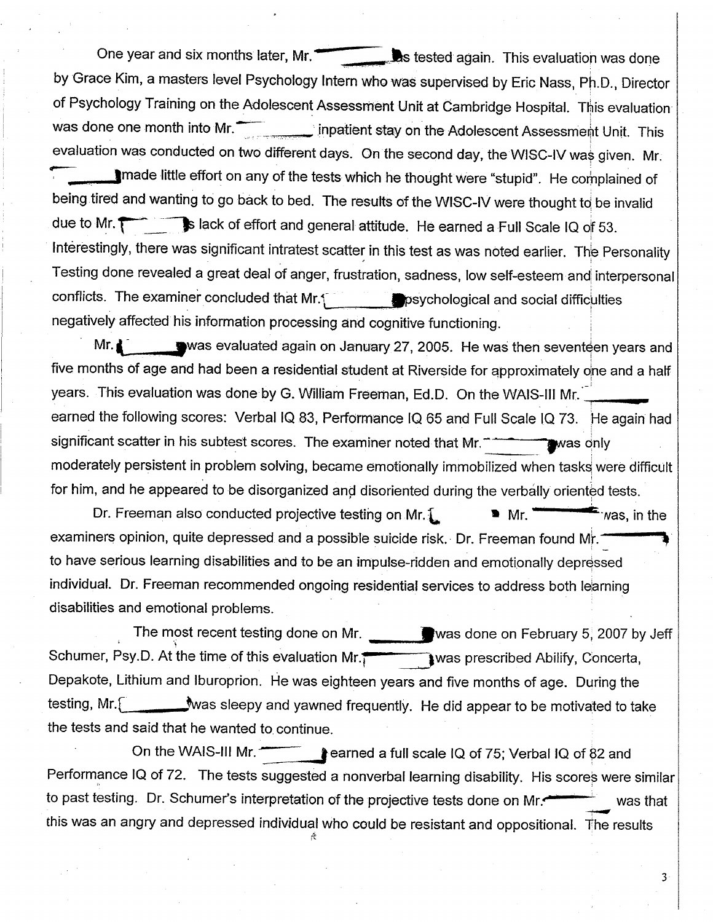One year and six months later, Mr. \_\_\_\_\_\_\_\_ was tested again. This evaluation was done by Grace Kim, a masters level Psychology Intern who was supervised by Eric Nass, Ph.D., Director of Psychology Training on the Adolescent Assessment Unit at Cambridge Hospital. This evaluation was done one month into Mr. \_\_\_\_\_\_\_\_ inpatient stay on the Adolescent Assessment Unit. This evaluation was conducted on two different days. On the second day, the WISC-IV was given. Mr. \_\_\_\_\_\_\_\_ made little effort on any of the tests which he thought were "stupid". He complained of being tired and wanting to go back to bed. The results of the WISC-IV were thought to be invalid due to Mr. \_\_\_\_\_\_\_\_s lack of effort and general attitude. He earned a Full Scale IQ of 53. Interestingly, there was significant intratest scatter in this test as was noted earlier. The Personality Testing done revealed a great deal of anger, frustration, sadness, low self-esteem and interpersonal conflicts. The examiner concluded that Mr. \_\_\_\_\_\_\_\_ psychological and social difficulties negatively affected his information processing and cognitive functioning.

Mr. \_\_\_\_\_\_\_\_ was evaluated again on January 27, 2005. He was then seventeen years and five months of age and had been a residential student at Riverside for approximately one and a half years. This evaluation was done by G. William Freeman, Ed.D. On the WAIS-III Mr. \_\_\_\_\_\_\_\_ earned the following scores: Verbal IQ 83, Performance IQ 65 and Full Scale IQ 73. He again had significant scatter in his subtest scores. The examiner noted that Mr. \_\_\_\_\_\_\_\_ was only moderately persistent in problem solving, became emotionally immobilized when tasks were difficult for him, and he appeared to be disorganized and disoriented during the verbally oriented tests.

Dr. Freeman also conducted projective testing on Mr. \_\_\_\_\_\_\_\_ Mr. \_\_\_\_\_\_\_\_ was, in the examiners opinion, quite depressed and a possible suicide risk. Dr. Freeman found Mr. \_\_\_\_\_\_\_\_ to have serious learning disabilities and to be an impulse-ridden and emotionally depressed individual. Dr. Freeman recommended ongoing residential services to address both learning disabilities and emotional problems.

The most recent testing done on Mr. \_\_\_\_\_\_\_\_ was done on February 5, 2007 by Jeff Schumer, Psy.D. At the time of this evaluation Mr. \_\_\_\_\_\_\_\_ was prescribed Abilify, Concerta, Depakote, Lithium and Iburoprion. He was eighteen years and five months of age. During the testing, Mr. \_\_\_\_\_\_\_\_ was sleepy and yawned frequently. He did appear to be motivated to take the tests and said that he wanted to continue.

On the WAIS-III Mr. \_\_\_\_\_\_\_\_ earned a full scale IQ of 75; Verbal IQ of 82 and Performance IQ of 72. The tests suggested a nonverbal learning disability. His scores were similar to past testing. Dr. Schumer's interpretation of the projective tests done on Mr. \_\_\_\_\_\_\_\_ was that this was an angry and depressed individual who could be resistant and oppositional. The results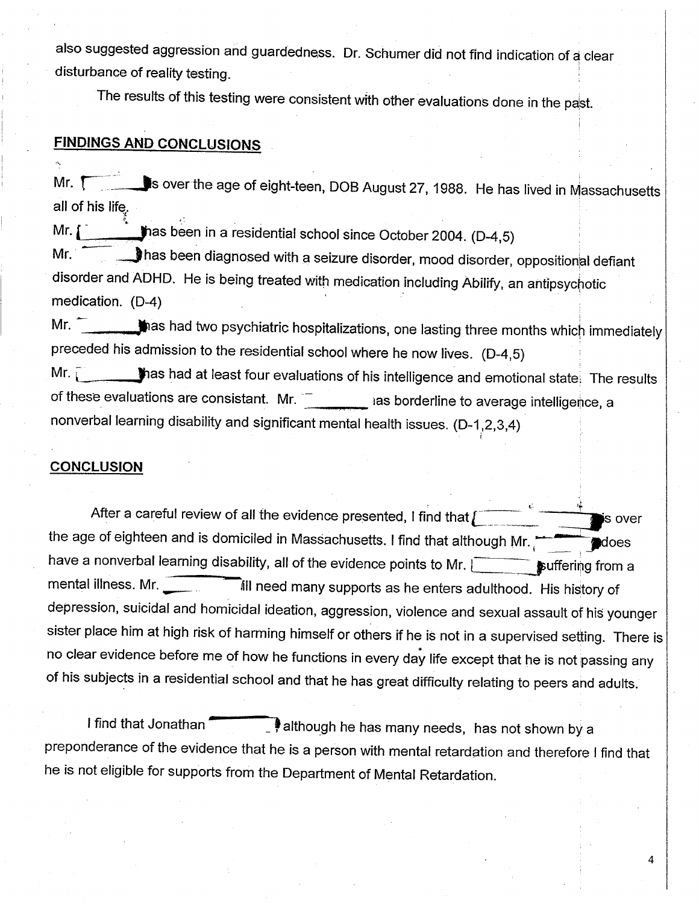also suggested aggression and guardedness. Dr. Schumer did not find indication of a clear disturbance of reality testing.

The results of this testing were consistent with other evaluations done in the past.

## FINDINGS AND CONCLUSIONS

Mr. [redacted] is over the age of eight-teen, DOB August 27, 1988. He has lived in Massachusetts all of his life.

Mr. [redacted] has been in a residential school since October 2004. (D-4,5)

Mr. [redacted] has been diagnosed with a seizure disorder, mood disorder, oppositional defiant disorder and ADHD. He is being treated with medication including Abilify, an antipsychotic medication. (D-4)

Mr. [redacted] has had two psychiatric hospitalizations, one lasting three months which immediately preceded his admission to the residential school where he now lives. (D-4,5)

Mr. [redacted] has had at least four evaluations of his intelligence and emotional state. The results of these evaluations are consistant. Mr. [redacted] has borderline to average intelligence, a nonverbal learning disability and significant mental health issues. (D-1,2,3,4)

## CONCLUSION

After a careful review of all the evidence presented, I find that [redacted] is over the age of eighteen and is domiciled in Massachusetts. I find that although Mr. [redacted] does have a nonverbal learning disability, all of the evidence points to Mr. [redacted] suffering from a mental illness. Mr. [redacted] will need many supports as he enters adulthood. His history of depression, suicidal and homicidal ideation, aggression, violence and sexual assault of his younger sister place him at high risk of harming himself or others if he is not in a supervised setting. There is no clear evidence before me of how he functions in every day life except that he is not passing any of his subjects in a residential school and that he has great difficulty relating to peers and adults.

I find that Jonathan [redacted], although he has many needs, has not shown by a preponderance of the evidence that he is a person with mental retardation and therefore I find that he is not eligible for supports from the Department of Mental Retardation.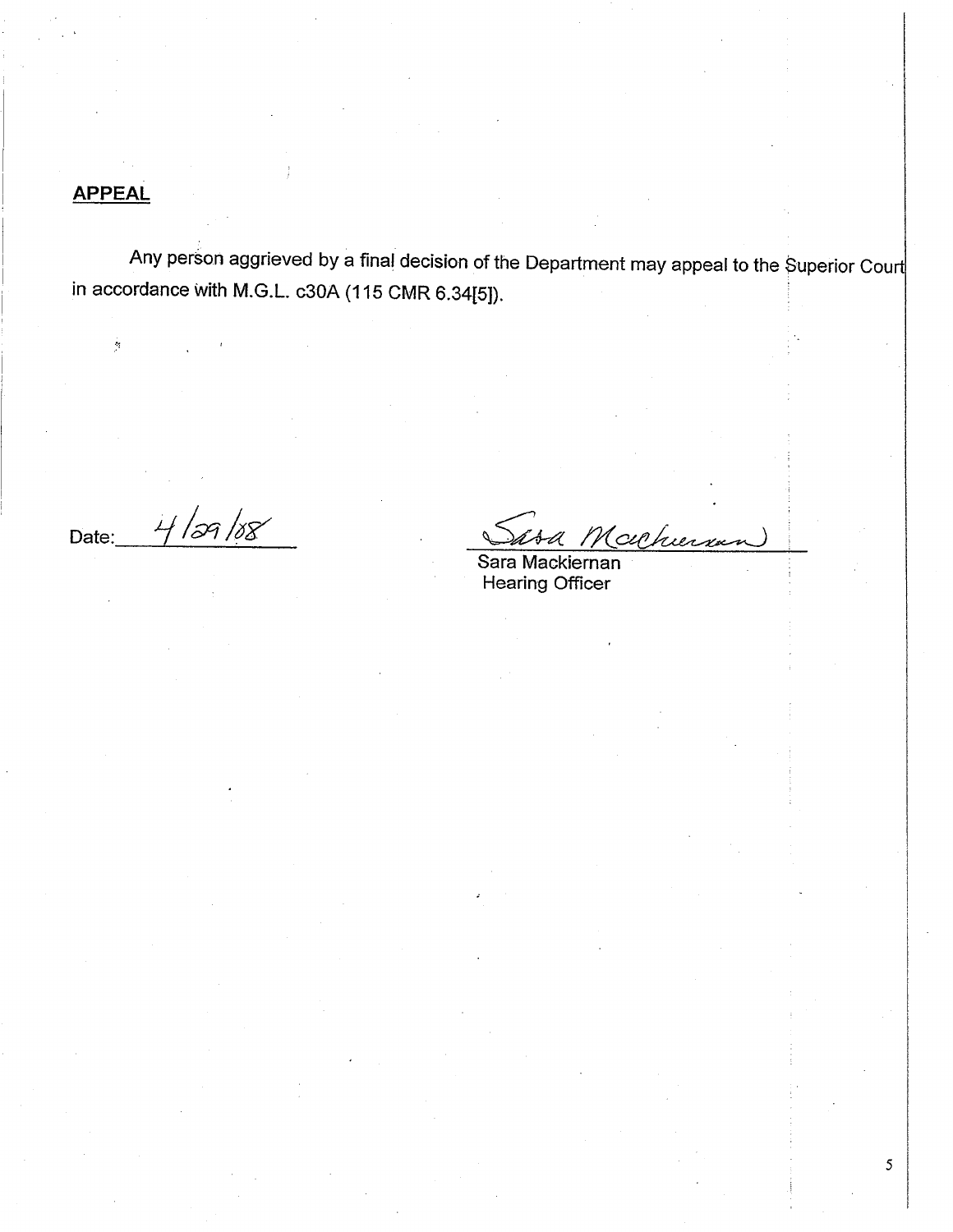## APPEAL

Any person aggrieved by a final decision of the Department may appeal to the Superior Court in accordance with M.G.L. c30A (115 CMR 6.34[5]).

Date: 4/29/88

Sara Mackiernan
Sara Mackiernan
Hearing Officer